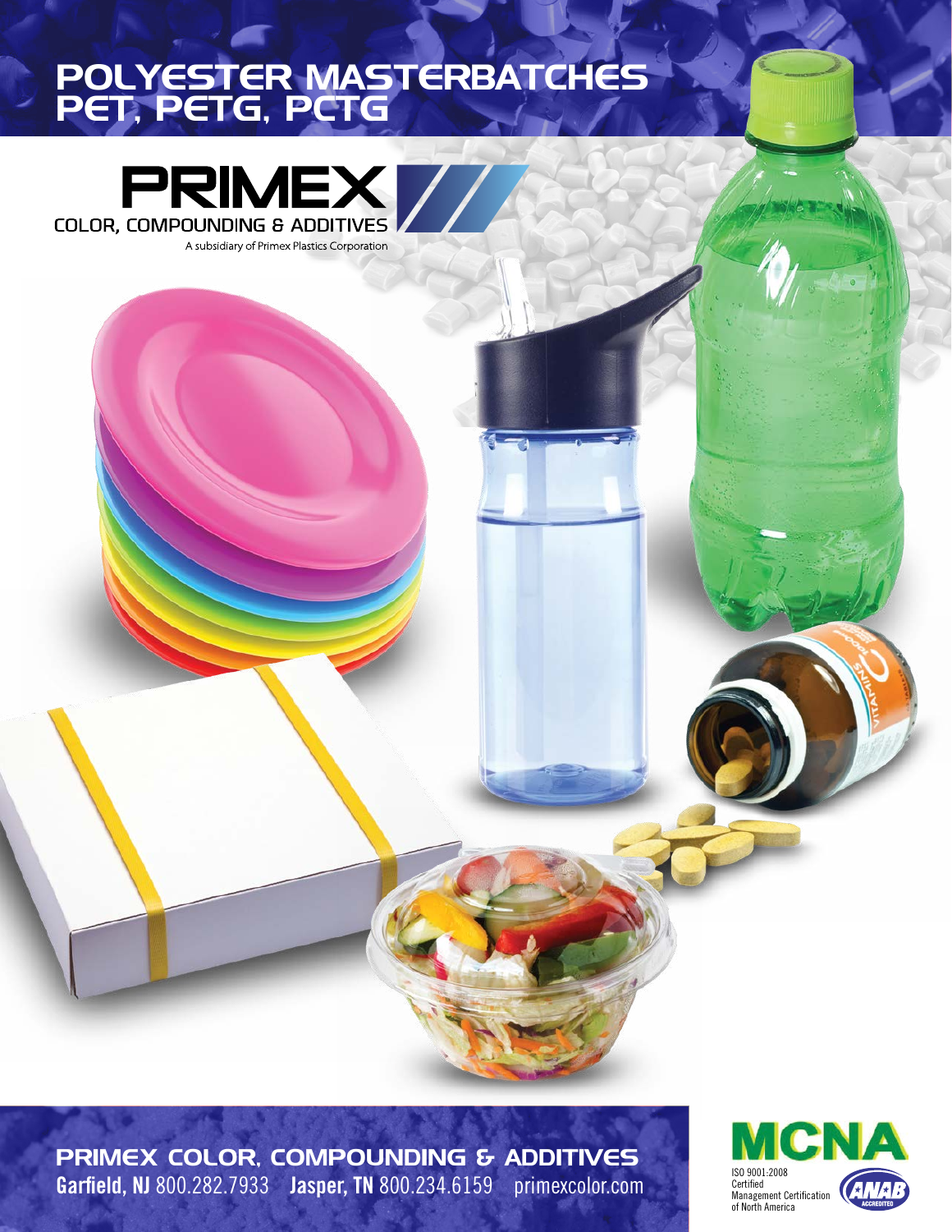# POLYESTER MASTERBATCHES
# PET, PETG, PCTG

**PRIMEX**
COLOR, COMPOUNDING & ADDITIVES
A subsidiary of Primex Plastics Corporation

**PRIMEX COLOR, COMPOUNDING & ADDITIVES**

**Garfield, NJ** 800.282.7933 **Jasper, TN** 800.234.6159 primexcolor.com

MCNA
ISO 9001:2008 Certified
Management Certification of North America
ANAB ACCREDITED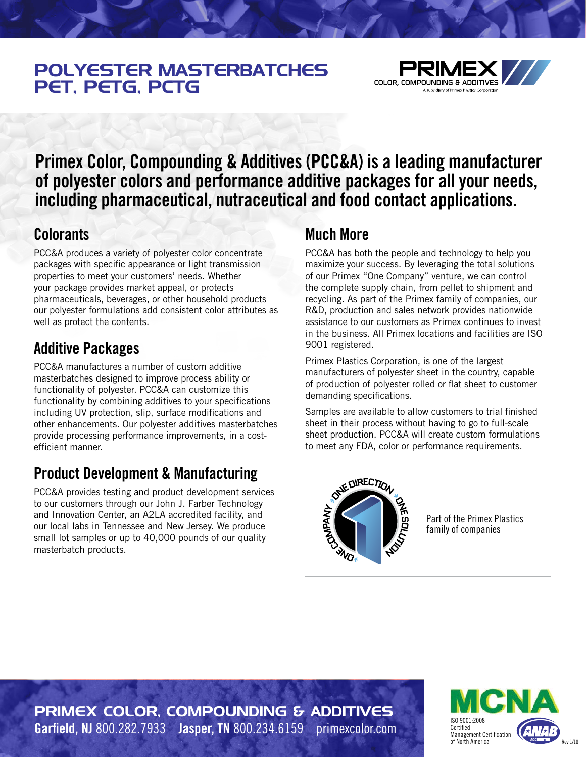# POLYESTER MASTERBATCHES PET, PETG, PCTG

PRIMEX COLOR, COMPOUNDING & ADDITIVES
A subsidiary of Primex Plastics Corporation

## Primex Color, Compounding & Additives (PCC&A) is a leading manufacturer of polyester colors and performance additive packages for all your needs, including pharmaceutical, nutraceutical and food contact applications.

### Colorants

PCC&A produces a variety of polyester color concentrate packages with specific appearance or light transmission properties to meet your customers' needs. Whether your package provides market appeal, or protects pharmaceuticals, beverages, or other household products our polyester formulations add consistent color attributes as well as protect the contents.

### Additive Packages

PCC&A manufactures a number of custom additive masterbatches designed to improve process ability or functionality of polyester. PCC&A can customize this functionality by combining additives to your specifications including UV protection, slip, surface modifications and other enhancements. Our polyester additives masterbatches provide processing performance improvements, in a cost-efficient manner.

### Product Development & Manufacturing

PCC&A provides testing and product development services to our customers through our John J. Farber Technology and Innovation Center, an A2LA accredited facility, and our local labs in Tennessee and New Jersey. We produce small lot samples or up to 40,000 pounds of our quality masterbatch products.

### Much More

PCC&A has both the people and technology to help you maximize your success. By leveraging the total solutions of our Primex "One Company" venture, we can control the complete supply chain, from pellet to shipment and recycling. As part of the Primex family of companies, our R&D, production and sales network provides nationwide assistance to our customers as Primex continues to invest in the business. All Primex locations and facilities are ISO 9001 registered.

Primex Plastics Corporation, is one of the largest manufacturers of polyester sheet in the country, capable of production of polyester rolled or flat sheet to customer demanding specifications.

Samples are available to allow customers to trial finished sheet in their process without having to go to full-scale sheet production. PCC&A will create custom formulations to meet any FDA, color or performance requirements.

ONE DIRECTION · ONE SOLUTION · ONE COMPANY

Part of the Primex Plastics family of companies

**PRIMEX COLOR, COMPOUNDING & ADDITIVES**

**Garfield, NJ** 800.282.7933 **Jasper, TN** 800.234.6159 primexcolor.com

MCNA
ISO 9001:2008 Certified
Management Certification of North America
ANAB ACCREDITED

Rev 1/18